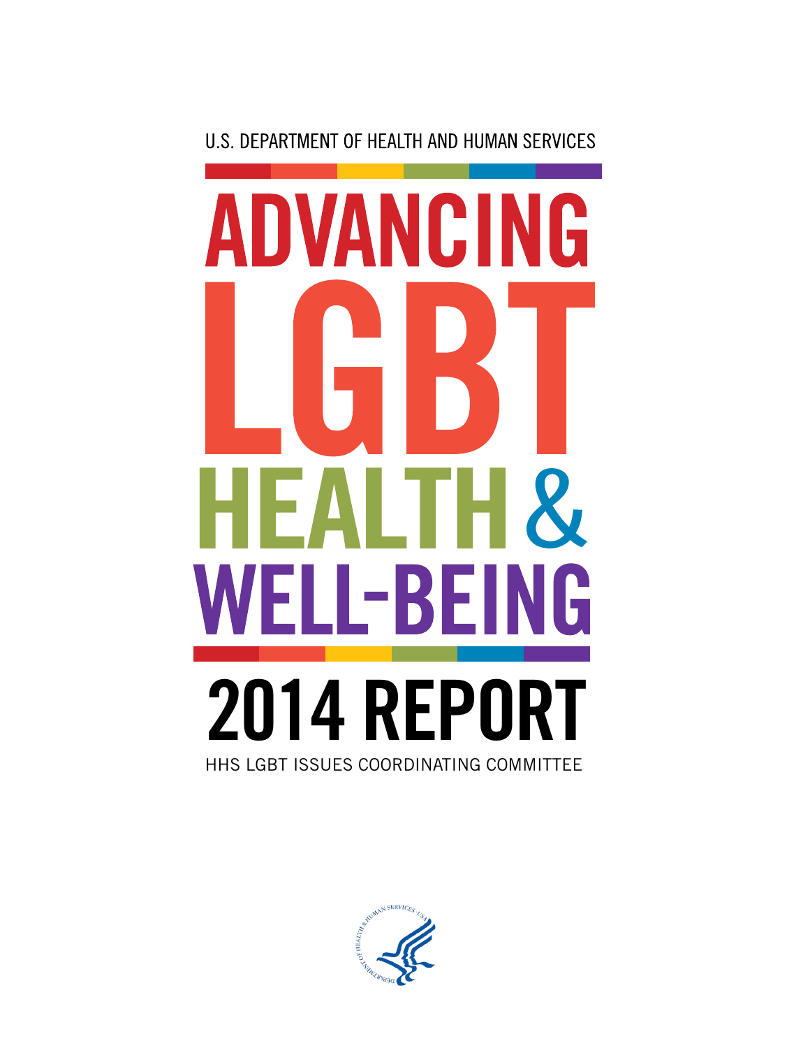U.S. DEPARTMENT OF HEALTH AND HUMAN SERVICES

# ADVANCING LGBT HEALTH & WELL-BEING

## 2014 REPORT

HHS LGBT ISSUES COORDINATING COMMITTEE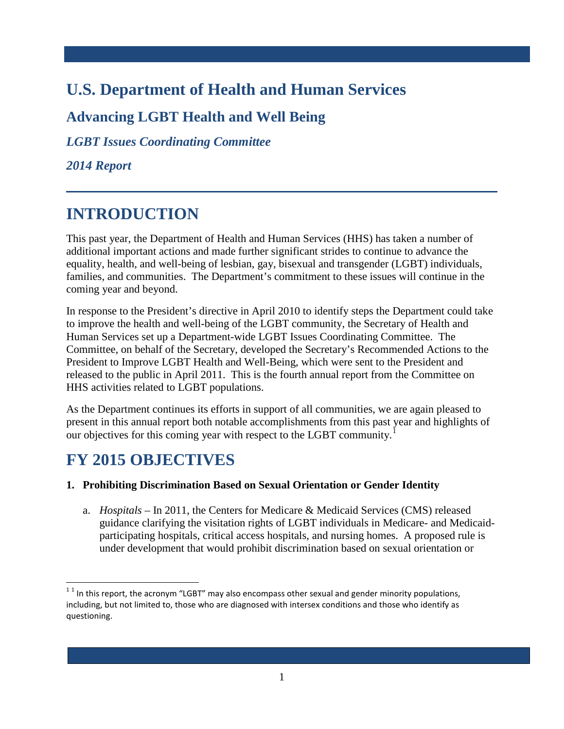# U.S. Department of Health and Human Services

## Advancing LGBT Health and Well Being

### *LGBT Issues Coordinating Committee*

### *2014 Report*

# INTRODUCTION

This past year, the Department of Health and Human Services (HHS) has taken a number of additional important actions and made further significant strides to continue to advance the equality, health, and well-being of lesbian, gay, bisexual and transgender (LGBT) individuals, families, and communities. The Department's commitment to these issues will continue in the coming year and beyond.

In response to the President's directive in April 2010 to identify steps the Department could take to improve the health and well-being of the LGBT community, the Secretary of Health and Human Services set up a Department-wide LGBT Issues Coordinating Committee. The Committee, on behalf of the Secretary, developed the Secretary's Recommended Actions to the President to Improve LGBT Health and Well-Being, which were sent to the President and released to the public in April 2011. This is the fourth annual report from the Committee on HHS activities related to LGBT populations.

As the Department continues its efforts in support of all communities, we are again pleased to present in this annual report both notable accomplishments from this past year and highlights of our objectives for this coming year with respect to the LGBT community.[1]

# FY 2015 OBJECTIVES

**1. Prohibiting Discrimination Based on Sexual Orientation or Gender Identity**

a. *Hospitals* – In 2011, the Centers for Medicare & Medicaid Services (CMS) released guidance clarifying the visitation rights of LGBT individuals in Medicare- and Medicaid-participating hospitals, critical access hospitals, and nursing homes. A proposed rule is under development that would prohibit discrimination based on sexual orientation or

---

[1] In this report, the acronym "LGBT" may also encompass other sexual and gender minority populations, including, but not limited to, those who are diagnosed with intersex conditions and those who identify as questioning.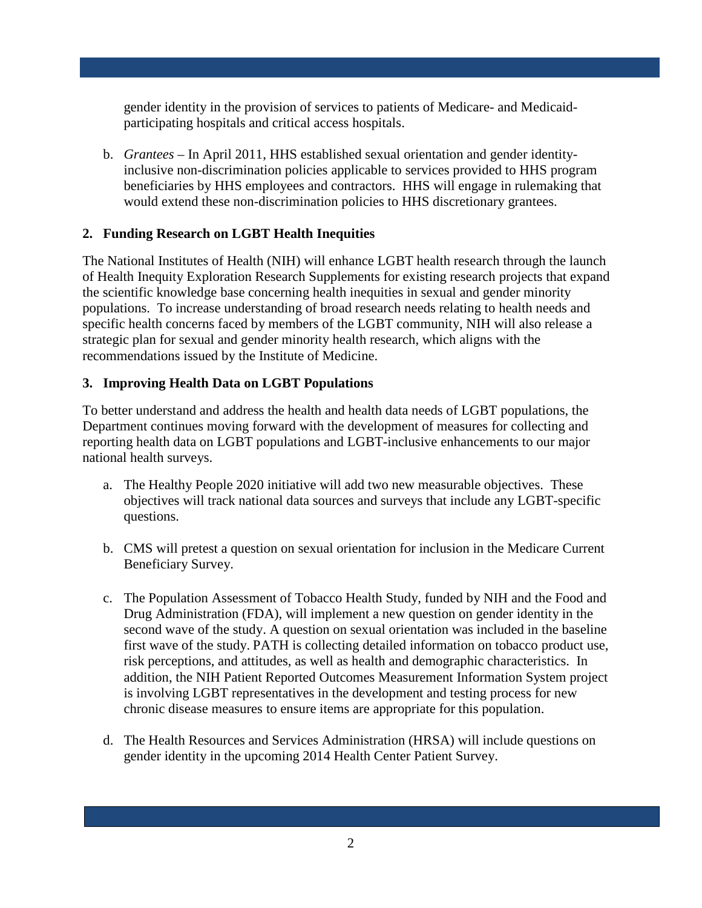gender identity in the provision of services to patients of Medicare- and Medicaid-participating hospitals and critical access hospitals.

b. *Grantees* – In April 2011, HHS established sexual orientation and gender identity-inclusive non-discrimination policies applicable to services provided to HHS program beneficiaries by HHS employees and contractors. HHS will engage in rulemaking that would extend these non-discrimination policies to HHS discretionary grantees.

**2. Funding Research on LGBT Health Inequities**

The National Institutes of Health (NIH) will enhance LGBT health research through the launch of Health Inequity Exploration Research Supplements for existing research projects that expand the scientific knowledge base concerning health inequities in sexual and gender minority populations. To increase understanding of broad research needs relating to health needs and specific health concerns faced by members of the LGBT community, NIH will also release a strategic plan for sexual and gender minority health research, which aligns with the recommendations issued by the Institute of Medicine.

**3. Improving Health Data on LGBT Populations**

To better understand and address the health and health data needs of LGBT populations, the Department continues moving forward with the development of measures for collecting and reporting health data on LGBT populations and LGBT-inclusive enhancements to our major national health surveys.

a. The Healthy People 2020 initiative will add two new measurable objectives. These objectives will track national data sources and surveys that include any LGBT-specific questions.

b. CMS will pretest a question on sexual orientation for inclusion in the Medicare Current Beneficiary Survey.

c. The Population Assessment of Tobacco Health Study, funded by NIH and the Food and Drug Administration (FDA), will implement a new question on gender identity in the second wave of the study. A question on sexual orientation was included in the baseline first wave of the study. PATH is collecting detailed information on tobacco product use, risk perceptions, and attitudes, as well as health and demographic characteristics. In addition, the NIH Patient Reported Outcomes Measurement Information System project is involving LGBT representatives in the development and testing process for new chronic disease measures to ensure items are appropriate for this population.

d. The Health Resources and Services Administration (HRSA) will include questions on gender identity in the upcoming 2014 Health Center Patient Survey.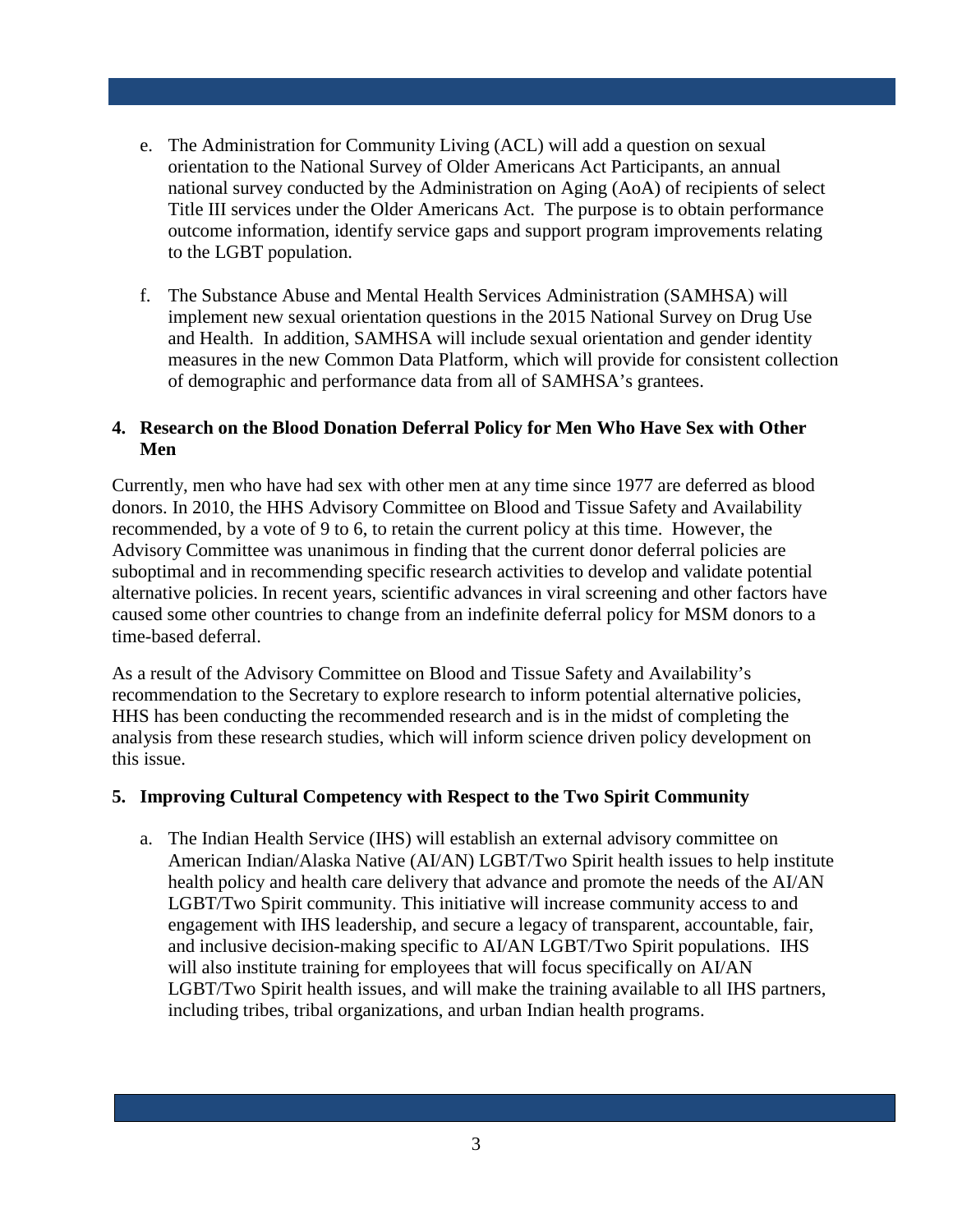e. The Administration for Community Living (ACL) will add a question on sexual orientation to the National Survey of Older Americans Act Participants, an annual national survey conducted by the Administration on Aging (AoA) of recipients of select Title III services under the Older Americans Act. The purpose is to obtain performance outcome information, identify service gaps and support program improvements relating to the LGBT population.

f. The Substance Abuse and Mental Health Services Administration (SAMHSA) will implement new sexual orientation questions in the 2015 National Survey on Drug Use and Health. In addition, SAMHSA will include sexual orientation and gender identity measures in the new Common Data Platform, which will provide for consistent collection of demographic and performance data from all of SAMHSA's grantees.

**4. Research on the Blood Donation Deferral Policy for Men Who Have Sex with Other Men**

Currently, men who have had sex with other men at any time since 1977 are deferred as blood donors. In 2010, the HHS Advisory Committee on Blood and Tissue Safety and Availability recommended, by a vote of 9 to 6, to retain the current policy at this time. However, the Advisory Committee was unanimous in finding that the current donor deferral policies are suboptimal and in recommending specific research activities to develop and validate potential alternative policies. In recent years, scientific advances in viral screening and other factors have caused some other countries to change from an indefinite deferral policy for MSM donors to a time-based deferral.

As a result of the Advisory Committee on Blood and Tissue Safety and Availability's recommendation to the Secretary to explore research to inform potential alternative policies, HHS has been conducting the recommended research and is in the midst of completing the analysis from these research studies, which will inform science driven policy development on this issue.

**5. Improving Cultural Competency with Respect to the Two Spirit Community**

a. The Indian Health Service (IHS) will establish an external advisory committee on American Indian/Alaska Native (AI/AN) LGBT/Two Spirit health issues to help institute health policy and health care delivery that advance and promote the needs of the AI/AN LGBT/Two Spirit community. This initiative will increase community access to and engagement with IHS leadership, and secure a legacy of transparent, accountable, fair, and inclusive decision-making specific to AI/AN LGBT/Two Spirit populations. IHS will also institute training for employees that will focus specifically on AI/AN LGBT/Two Spirit health issues, and will make the training available to all IHS partners, including tribes, tribal organizations, and urban Indian health programs.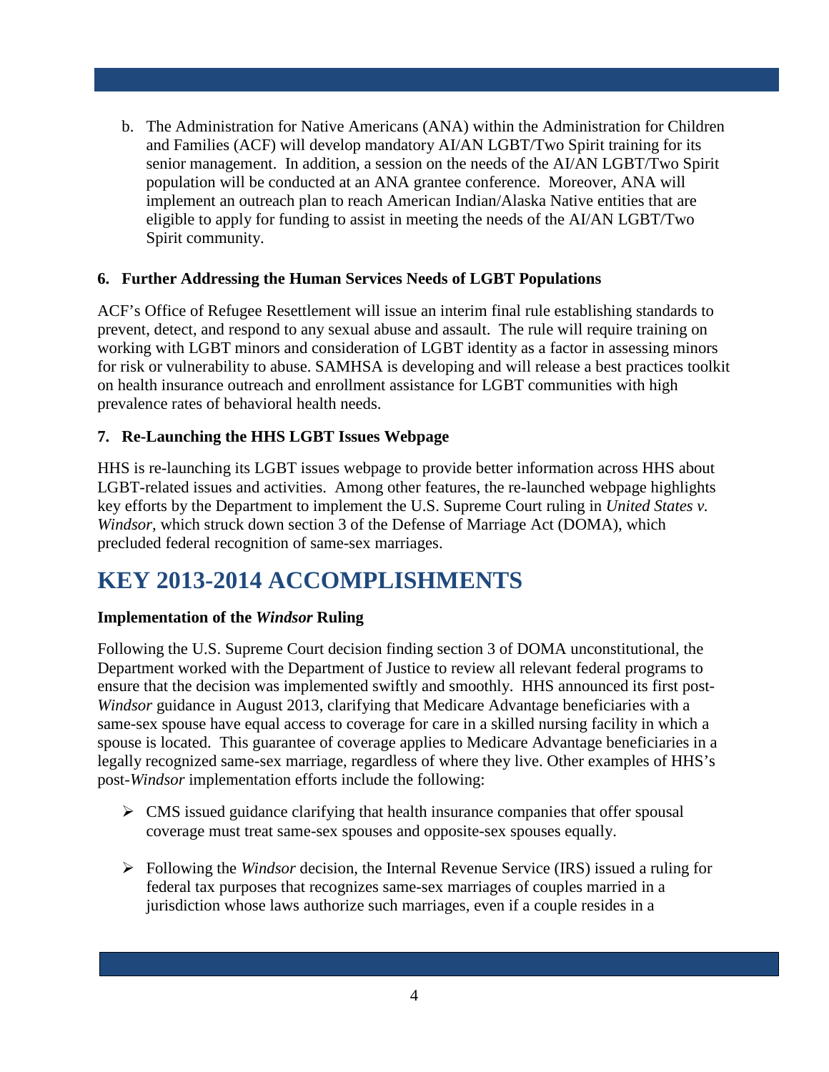b. The Administration for Native Americans (ANA) within the Administration for Children and Families (ACF) will develop mandatory AI/AN LGBT/Two Spirit training for its senior management. In addition, a session on the needs of the AI/AN LGBT/Two Spirit population will be conducted at an ANA grantee conference. Moreover, ANA will implement an outreach plan to reach American Indian/Alaska Native entities that are eligible to apply for funding to assist in meeting the needs of the AI/AN LGBT/Two Spirit community.

**6. Further Addressing the Human Services Needs of LGBT Populations**

ACF's Office of Refugee Resettlement will issue an interim final rule establishing standards to prevent, detect, and respond to any sexual abuse and assault. The rule will require training on working with LGBT minors and consideration of LGBT identity as a factor in assessing minors for risk or vulnerability to abuse. SAMHSA is developing and will release a best practices toolkit on health insurance outreach and enrollment assistance for LGBT communities with high prevalence rates of behavioral health needs.

**7. Re-Launching the HHS LGBT Issues Webpage**

HHS is re-launching its LGBT issues webpage to provide better information across HHS about LGBT-related issues and activities. Among other features, the re-launched webpage highlights key efforts by the Department to implement the U.S. Supreme Court ruling in *United States v. Windsor*, which struck down section 3 of the Defense of Marriage Act (DOMA), which precluded federal recognition of same-sex marriages.

# KEY 2013-2014 ACCOMPLISHMENTS

**Implementation of the *Windsor* Ruling**

Following the U.S. Supreme Court decision finding section 3 of DOMA unconstitutional, the Department worked with the Department of Justice to review all relevant federal programs to ensure that the decision was implemented swiftly and smoothly. HHS announced its first post-*Windsor* guidance in August 2013, clarifying that Medicare Advantage beneficiaries with a same-sex spouse have equal access to coverage for care in a skilled nursing facility in which a spouse is located. This guarantee of coverage applies to Medicare Advantage beneficiaries in a legally recognized same-sex marriage, regardless of where they live. Other examples of HHS's post-*Windsor* implementation efforts include the following:

- CMS issued guidance clarifying that health insurance companies that offer spousal coverage must treat same-sex spouses and opposite-sex spouses equally.

- Following the *Windsor* decision, the Internal Revenue Service (IRS) issued a ruling for federal tax purposes that recognizes same-sex marriages of couples married in a jurisdiction whose laws authorize such marriages, even if a couple resides in a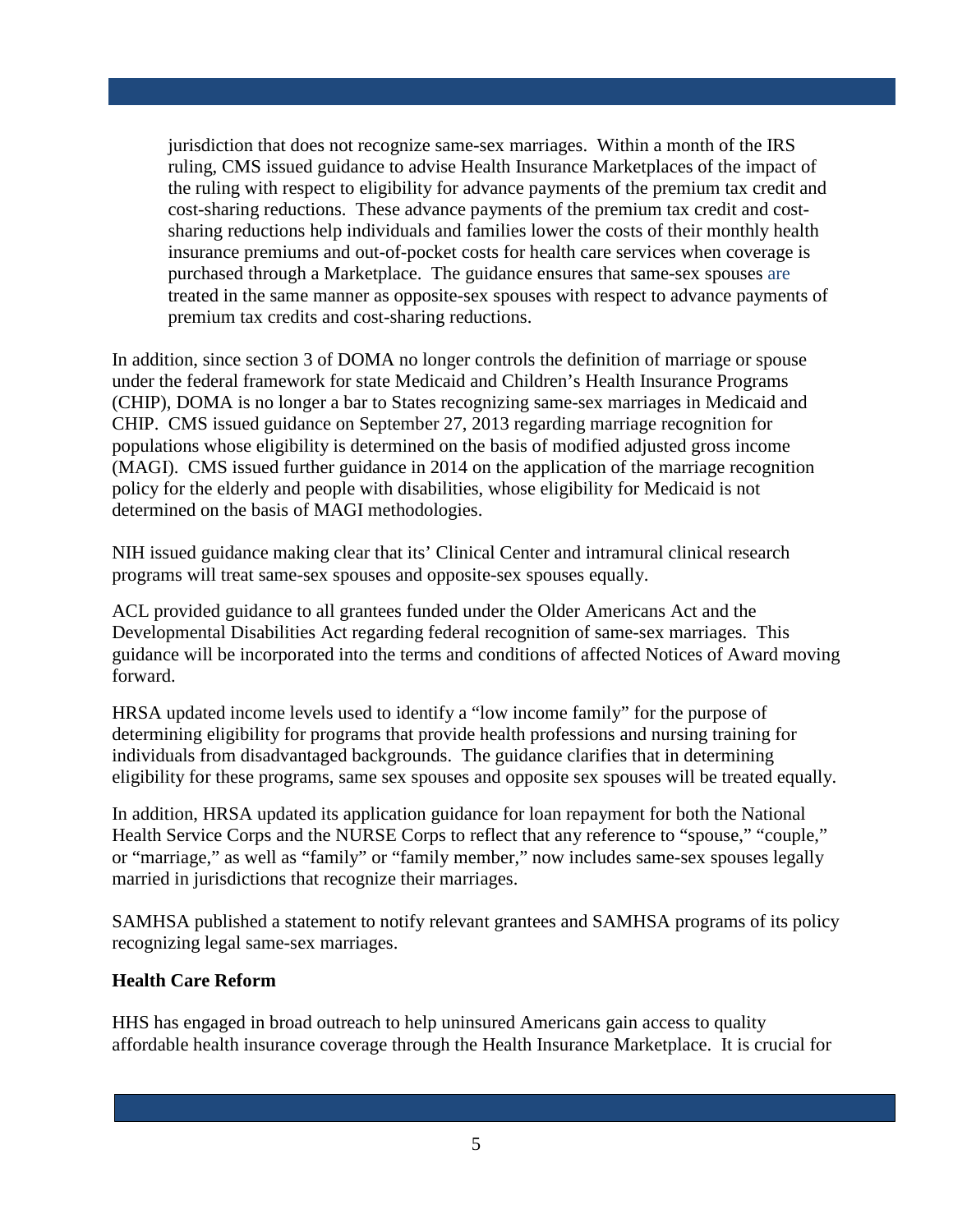jurisdiction that does not recognize same-sex marriages. Within a month of the IRS ruling, CMS issued guidance to advise Health Insurance Marketplaces of the impact of the ruling with respect to eligibility for advance payments of the premium tax credit and cost-sharing reductions. These advance payments of the premium tax credit and cost-sharing reductions help individuals and families lower the costs of their monthly health insurance premiums and out-of-pocket costs for health care services when coverage is purchased through a Marketplace. The guidance ensures that same-sex spouses are treated in the same manner as opposite-sex spouses with respect to advance payments of premium tax credits and cost-sharing reductions.

In addition, since section 3 of DOMA no longer controls the definition of marriage or spouse under the federal framework for state Medicaid and Children's Health Insurance Programs (CHIP), DOMA is no longer a bar to States recognizing same-sex marriages in Medicaid and CHIP. CMS issued guidance on September 27, 2013 regarding marriage recognition for populations whose eligibility is determined on the basis of modified adjusted gross income (MAGI). CMS issued further guidance in 2014 on the application of the marriage recognition policy for the elderly and people with disabilities, whose eligibility for Medicaid is not determined on the basis of MAGI methodologies.

NIH issued guidance making clear that its' Clinical Center and intramural clinical research programs will treat same-sex spouses and opposite-sex spouses equally.

ACL provided guidance to all grantees funded under the Older Americans Act and the Developmental Disabilities Act regarding federal recognition of same-sex marriages. This guidance will be incorporated into the terms and conditions of affected Notices of Award moving forward.

HRSA updated income levels used to identify a "low income family" for the purpose of determining eligibility for programs that provide health professions and nursing training for individuals from disadvantaged backgrounds. The guidance clarifies that in determining eligibility for these programs, same sex spouses and opposite sex spouses will be treated equally.

In addition, HRSA updated its application guidance for loan repayment for both the National Health Service Corps and the NURSE Corps to reflect that any reference to "spouse," "couple," or "marriage," as well as "family" or "family member," now includes same-sex spouses legally married in jurisdictions that recognize their marriages.

SAMHSA published a statement to notify relevant grantees and SAMHSA programs of its policy recognizing legal same-sex marriages.

**Health Care Reform**

HHS has engaged in broad outreach to help uninsured Americans gain access to quality affordable health insurance coverage through the Health Insurance Marketplace. It is crucial for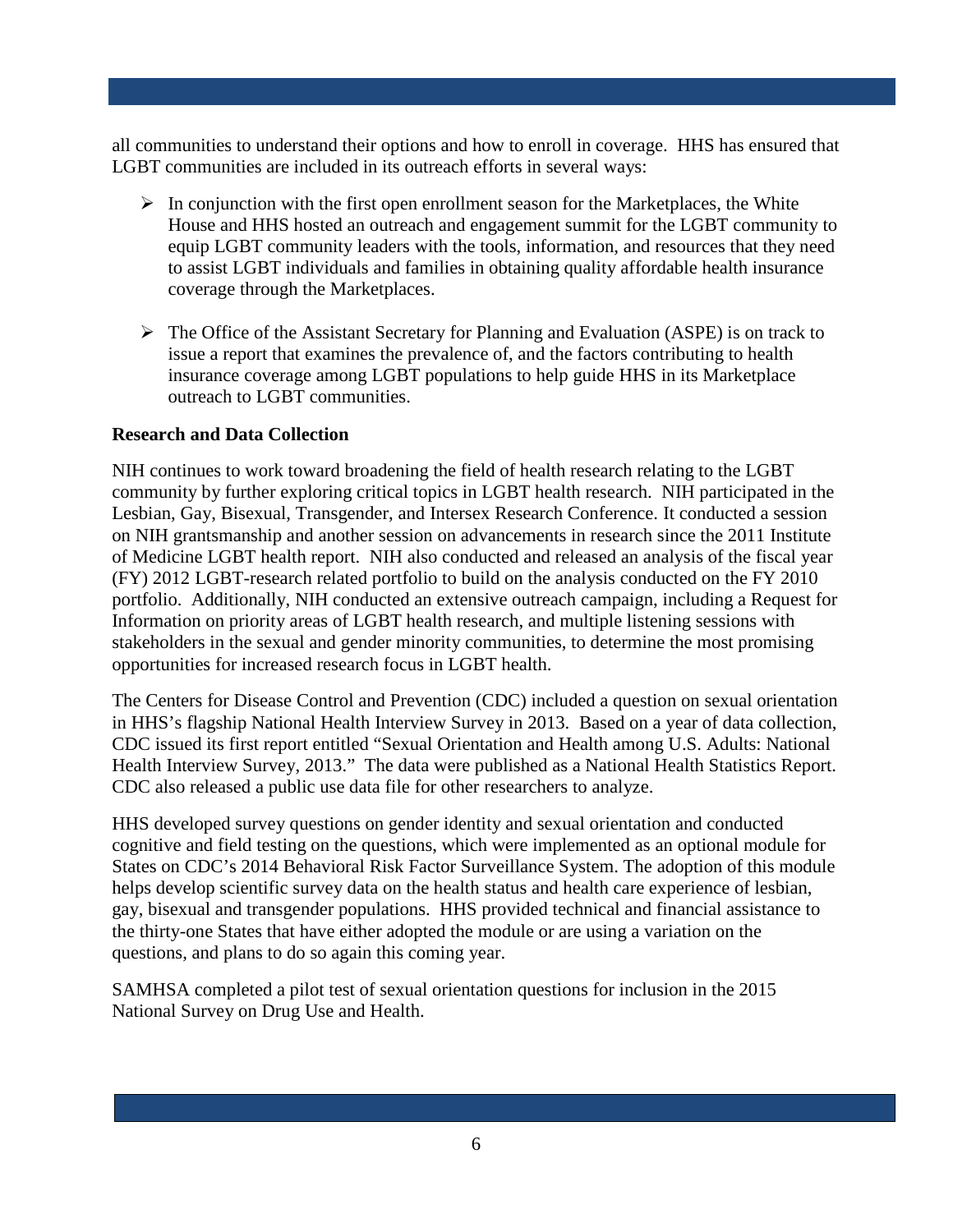all communities to understand their options and how to enroll in coverage. HHS has ensured that LGBT communities are included in its outreach efforts in several ways:

- In conjunction with the first open enrollment season for the Marketplaces, the White House and HHS hosted an outreach and engagement summit for the LGBT community to equip LGBT community leaders with the tools, information, and resources that they need to assist LGBT individuals and families in obtaining quality affordable health insurance coverage through the Marketplaces.

- The Office of the Assistant Secretary for Planning and Evaluation (ASPE) is on track to issue a report that examines the prevalence of, and the factors contributing to health insurance coverage among LGBT populations to help guide HHS in its Marketplace outreach to LGBT communities.

**Research and Data Collection**

NIH continues to work toward broadening the field of health research relating to the LGBT community by further exploring critical topics in LGBT health research. NIH participated in the Lesbian, Gay, Bisexual, Transgender, and Intersex Research Conference. It conducted a session on NIH grantsmanship and another session on advancements in research since the 2011 Institute of Medicine LGBT health report. NIH also conducted and released an analysis of the fiscal year (FY) 2012 LGBT-research related portfolio to build on the analysis conducted on the FY 2010 portfolio. Additionally, NIH conducted an extensive outreach campaign, including a Request for Information on priority areas of LGBT health research, and multiple listening sessions with stakeholders in the sexual and gender minority communities, to determine the most promising opportunities for increased research focus in LGBT health.

The Centers for Disease Control and Prevention (CDC) included a question on sexual orientation in HHS's flagship National Health Interview Survey in 2013. Based on a year of data collection, CDC issued its first report entitled "Sexual Orientation and Health among U.S. Adults: National Health Interview Survey, 2013." The data were published as a National Health Statistics Report. CDC also released a public use data file for other researchers to analyze.

HHS developed survey questions on gender identity and sexual orientation and conducted cognitive and field testing on the questions, which were implemented as an optional module for States on CDC's 2014 Behavioral Risk Factor Surveillance System. The adoption of this module helps develop scientific survey data on the health status and health care experience of lesbian, gay, bisexual and transgender populations. HHS provided technical and financial assistance to the thirty-one States that have either adopted the module or are using a variation on the questions, and plans to do so again this coming year.

SAMHSA completed a pilot test of sexual orientation questions for inclusion in the 2015 National Survey on Drug Use and Health.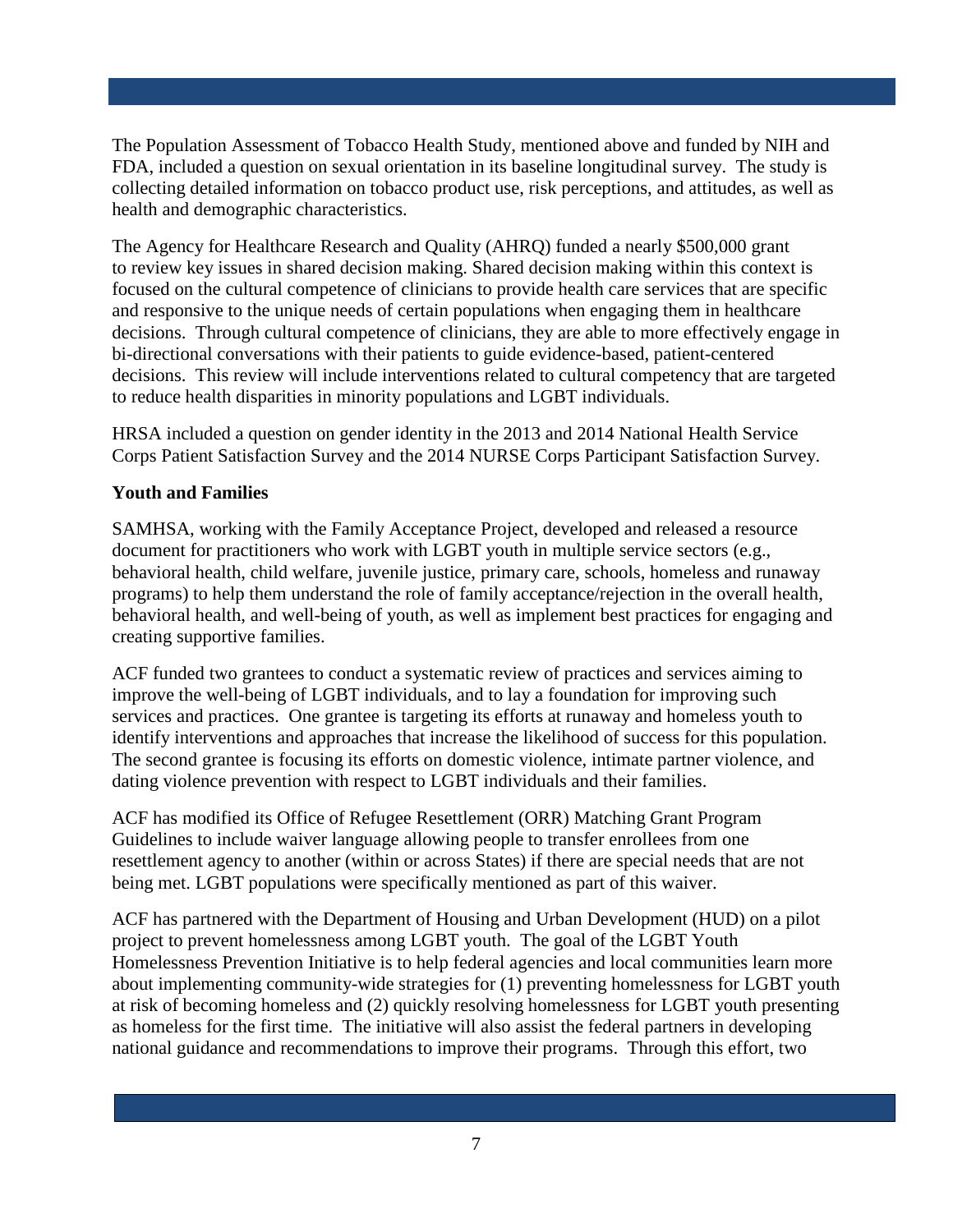The Population Assessment of Tobacco Health Study, mentioned above and funded by NIH and FDA, included a question on sexual orientation in its baseline longitudinal survey. The study is collecting detailed information on tobacco product use, risk perceptions, and attitudes, as well as health and demographic characteristics.

The Agency for Healthcare Research and Quality (AHRQ) funded a nearly $500,000 grant to review key issues in shared decision making. Shared decision making within this context is focused on the cultural competence of clinicians to provide health care services that are specific and responsive to the unique needs of certain populations when engaging them in healthcare decisions. Through cultural competence of clinicians, they are able to more effectively engage in bi-directional conversations with their patients to guide evidence-based, patient-centered decisions. This review will include interventions related to cultural competency that are targeted to reduce health disparities in minority populations and LGBT individuals.

HRSA included a question on gender identity in the 2013 and 2014 National Health Service Corps Patient Satisfaction Survey and the 2014 NURSE Corps Participant Satisfaction Survey.

**Youth and Families**

SAMHSA, working with the Family Acceptance Project, developed and released a resource document for practitioners who work with LGBT youth in multiple service sectors (e.g., behavioral health, child welfare, juvenile justice, primary care, schools, homeless and runaway programs) to help them understand the role of family acceptance/rejection in the overall health, behavioral health, and well-being of youth, as well as implement best practices for engaging and creating supportive families.

ACF funded two grantees to conduct a systematic review of practices and services aiming to improve the well-being of LGBT individuals, and to lay a foundation for improving such services and practices. One grantee is targeting its efforts at runaway and homeless youth to identify interventions and approaches that increase the likelihood of success for this population. The second grantee is focusing its efforts on domestic violence, intimate partner violence, and dating violence prevention with respect to LGBT individuals and their families.

ACF has modified its Office of Refugee Resettlement (ORR) Matching Grant Program Guidelines to include waiver language allowing people to transfer enrollees from one resettlement agency to another (within or across States) if there are special needs that are not being met. LGBT populations were specifically mentioned as part of this waiver.

ACF has partnered with the Department of Housing and Urban Development (HUD) on a pilot project to prevent homelessness among LGBT youth. The goal of the LGBT Youth Homelessness Prevention Initiative is to help federal agencies and local communities learn more about implementing community-wide strategies for (1) preventing homelessness for LGBT youth at risk of becoming homeless and (2) quickly resolving homelessness for LGBT youth presenting as homeless for the first time. The initiative will also assist the federal partners in developing national guidance and recommendations to improve their programs. Through this effort, two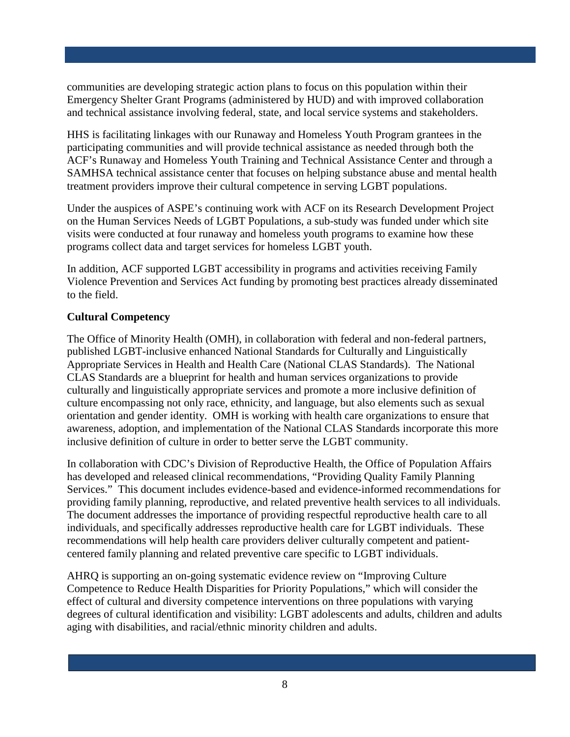communities are developing strategic action plans to focus on this population within their Emergency Shelter Grant Programs (administered by HUD) and with improved collaboration and technical assistance involving federal, state, and local service systems and stakeholders.

HHS is facilitating linkages with our Runaway and Homeless Youth Program grantees in the participating communities and will provide technical assistance as needed through both the ACF's Runaway and Homeless Youth Training and Technical Assistance Center and through a SAMHSA technical assistance center that focuses on helping substance abuse and mental health treatment providers improve their cultural competence in serving LGBT populations.

Under the auspices of ASPE's continuing work with ACF on its Research Development Project on the Human Services Needs of LGBT Populations, a sub-study was funded under which site visits were conducted at four runaway and homeless youth programs to examine how these programs collect data and target services for homeless LGBT youth.

In addition, ACF supported LGBT accessibility in programs and activities receiving Family Violence Prevention and Services Act funding by promoting best practices already disseminated to the field.

**Cultural Competency**

The Office of Minority Health (OMH), in collaboration with federal and non-federal partners, published LGBT-inclusive enhanced National Standards for Culturally and Linguistically Appropriate Services in Health and Health Care (National CLAS Standards). The National CLAS Standards are a blueprint for health and human services organizations to provide culturally and linguistically appropriate services and promote a more inclusive definition of culture encompassing not only race, ethnicity, and language, but also elements such as sexual orientation and gender identity. OMH is working with health care organizations to ensure that awareness, adoption, and implementation of the National CLAS Standards incorporate this more inclusive definition of culture in order to better serve the LGBT community.

In collaboration with CDC's Division of Reproductive Health, the Office of Population Affairs has developed and released clinical recommendations, "Providing Quality Family Planning Services." This document includes evidence-based and evidence-informed recommendations for providing family planning, reproductive, and related preventive health services to all individuals. The document addresses the importance of providing respectful reproductive health care to all individuals, and specifically addresses reproductive health care for LGBT individuals. These recommendations will help health care providers deliver culturally competent and patient-centered family planning and related preventive care specific to LGBT individuals.

AHRQ is supporting an on-going systematic evidence review on "Improving Culture Competence to Reduce Health Disparities for Priority Populations," which will consider the effect of cultural and diversity competence interventions on three populations with varying degrees of cultural identification and visibility: LGBT adolescents and adults, children and adults aging with disabilities, and racial/ethnic minority children and adults.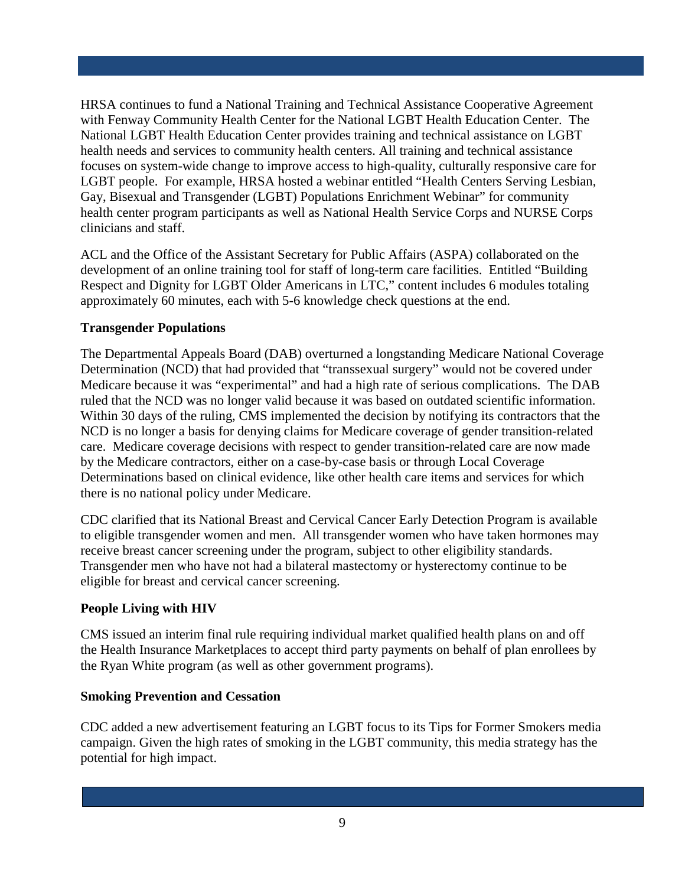HRSA continues to fund a National Training and Technical Assistance Cooperative Agreement with Fenway Community Health Center for the National LGBT Health Education Center. The National LGBT Health Education Center provides training and technical assistance on LGBT health needs and services to community health centers. All training and technical assistance focuses on system-wide change to improve access to high-quality, culturally responsive care for LGBT people. For example, HRSA hosted a webinar entitled "Health Centers Serving Lesbian, Gay, Bisexual and Transgender (LGBT) Populations Enrichment Webinar" for community health center program participants as well as National Health Service Corps and NURSE Corps clinicians and staff.

ACL and the Office of the Assistant Secretary for Public Affairs (ASPA) collaborated on the development of an online training tool for staff of long-term care facilities. Entitled "Building Respect and Dignity for LGBT Older Americans in LTC," content includes 6 modules totaling approximately 60 minutes, each with 5-6 knowledge check questions at the end.

**Transgender Populations**

The Departmental Appeals Board (DAB) overturned a longstanding Medicare National Coverage Determination (NCD) that had provided that "transsexual surgery" would not be covered under Medicare because it was "experimental" and had a high rate of serious complications. The DAB ruled that the NCD was no longer valid because it was based on outdated scientific information. Within 30 days of the ruling, CMS implemented the decision by notifying its contractors that the NCD is no longer a basis for denying claims for Medicare coverage of gender transition-related care. Medicare coverage decisions with respect to gender transition-related care are now made by the Medicare contractors, either on a case-by-case basis or through Local Coverage Determinations based on clinical evidence, like other health care items and services for which there is no national policy under Medicare.

CDC clarified that its National Breast and Cervical Cancer Early Detection Program is available to eligible transgender women and men. All transgender women who have taken hormones may receive breast cancer screening under the program, subject to other eligibility standards. Transgender men who have not had a bilateral mastectomy or hysterectomy continue to be eligible for breast and cervical cancer screening.

**People Living with HIV**

CMS issued an interim final rule requiring individual market qualified health plans on and off the Health Insurance Marketplaces to accept third party payments on behalf of plan enrollees by the Ryan White program (as well as other government programs).

**Smoking Prevention and Cessation**

CDC added a new advertisement featuring an LGBT focus to its Tips for Former Smokers media campaign. Given the high rates of smoking in the LGBT community, this media strategy has the potential for high impact.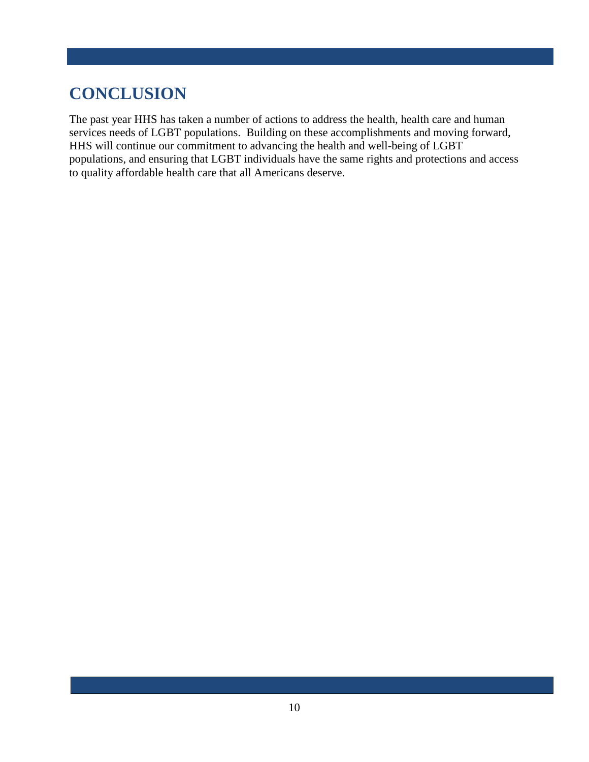# CONCLUSION

The past year HHS has taken a number of actions to address the health, health care and human services needs of LGBT populations. Building on these accomplishments and moving forward, HHS will continue our commitment to advancing the health and well-being of LGBT populations, and ensuring that LGBT individuals have the same rights and protections and access to quality affordable health care that all Americans deserve.